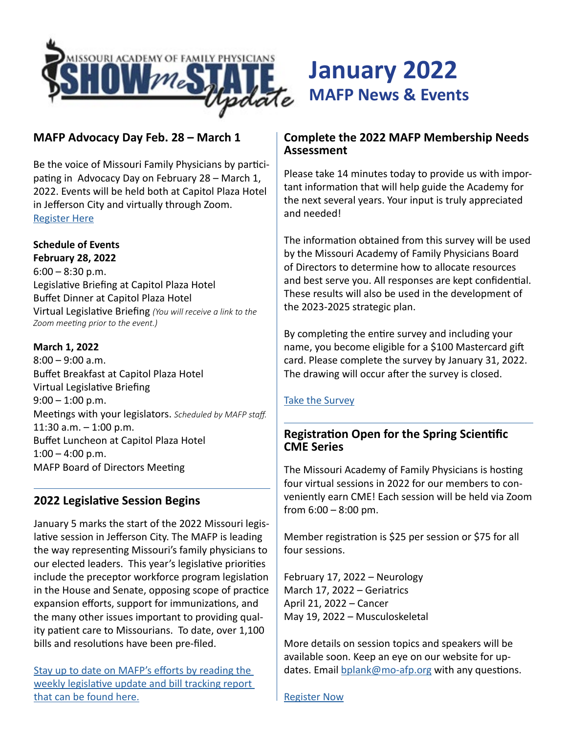# January 2022

## MAFP News & Events

## MAFP Advocacy Day Feb. 28 – March 1

Be the voice of Missouri Family Physicians by participating in Advocacy Day on February 28 – March 1, 2022. Events will be held both at Capitol Plaza Hotel in Jefferson City and virtually through Zoom.
[Register Here]

**Schedule of Events**
**February 28, 2022**
6:00 – 8:30 p.m.
Legislative Briefing at Capitol Plaza Hotel
Buffet Dinner at Capitol Plaza Hotel
Virtual Legislative Briefing *(You will receive a link to the Zoom meeting prior to the event.)*

**March 1, 2022**
8:00 – 9:00 a.m.
Buffet Breakfast at Capitol Plaza Hotel
Virtual Legislative Briefing
9:00 – 1:00 p.m.
Meetings with your legislators. *Scheduled by MAFP staff.*
11:30 a.m. – 1:00 p.m.
Buffet Luncheon at Capitol Plaza Hotel
1:00 – 4:00 p.m.
MAFP Board of Directors Meeting

## 2022 Legislative Session Begins

January 5 marks the start of the 2022 Missouri legislative session in Jefferson City. The MAFP is leading the way representing Missouri's family physicians to our elected leaders. This year's legislative priorities include the preceptor workforce program legislation in the House and Senate, opposing scope of practice expansion efforts, support for immunizations, and the many other issues important to providing quality patient care to Missourians. To date, over 1,100 bills and resolutions have been pre-filed.

[Stay up to date on MAFP's efforts by reading the weekly legislative update and bill tracking report that can be found here.]

## Complete the 2022 MAFP Membership Needs Assessment

Please take 14 minutes today to provide us with important information that will help guide the Academy for the next several years. Your input is truly appreciated and needed!

The information obtained from this survey will be used by the Missouri Academy of Family Physicians Board of Directors to determine how to allocate resources and best serve you. All responses are kept confidential. These results will also be used in the development of the 2023-2025 strategic plan.

By completing the entire survey and including your name, you become eligible for a $100 Mastercard gift card. Please complete the survey by January 31, 2022. The drawing will occur after the survey is closed.

[Take the Survey]

## Registration Open for the Spring Scientific CME Series

The Missouri Academy of Family Physicians is hosting four virtual sessions in 2022 for our members to conveniently earn CME! Each session will be held via Zoom from 6:00 – 8:00 pm.

Member registration is $25 per session or $75 for all four sessions.

February 17, 2022 – Neurology
March 17, 2022 – Geriatrics
April 21, 2022 – Cancer
May 19, 2022 – Musculoskeletal

More details on session topics and speakers will be available soon. Keep an eye on our website for updates. Email bplank@mo-afp.org with any questions.

[Register Now]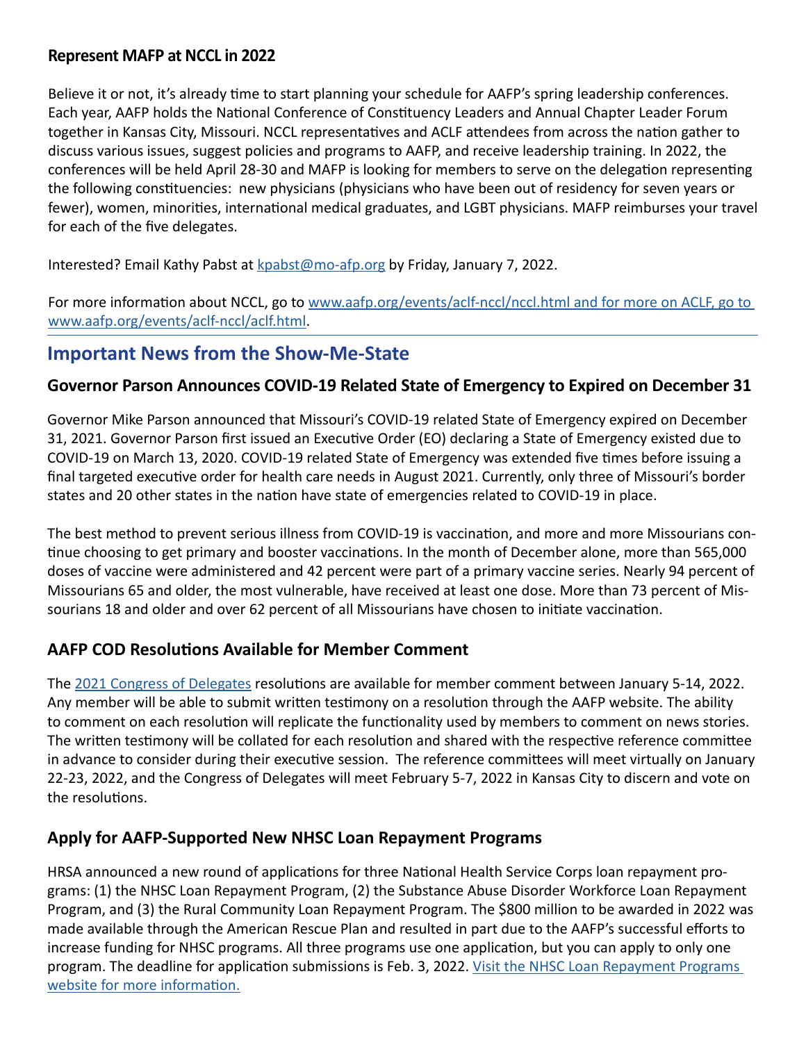### Represent MAFP at NCCL in 2022

Believe it or not, it's already time to start planning your schedule for AAFP's spring leadership conferences. Each year, AAFP holds the National Conference of Constituency Leaders and Annual Chapter Leader Forum together in Kansas City, Missouri. NCCL representatives and ACLF attendees from across the nation gather to discuss various issues, suggest policies and programs to AAFP, and receive leadership training. In 2022, the conferences will be held April 28-30 and MAFP is looking for members to serve on the delegation representing the following constituencies: new physicians (physicians who have been out of residency for seven years or fewer), women, minorities, international medical graduates, and LGBT physicians. MAFP reimburses your travel for each of the five delegates.

Interested? Email Kathy Pabst at kpabst@mo-afp.org by Friday, January 7, 2022.

For more information about NCCL, go to www.aafp.org/events/aclf-nccl/nccl.html and for more on ACLF, go to www.aafp.org/events/aclf-nccl/aclf.html.

## Important News from the Show-Me-State

### Governor Parson Announces COVID-19 Related State of Emergency to Expired on December 31

Governor Mike Parson announced that Missouri's COVID-19 related State of Emergency expired on December 31, 2021. Governor Parson first issued an Executive Order (EO) declaring a State of Emergency existed due to COVID-19 on March 13, 2020. COVID-19 related State of Emergency was extended five times before issuing a final targeted executive order for health care needs in August 2021. Currently, only three of Missouri's border states and 20 other states in the nation have state of emergencies related to COVID-19 in place.

The best method to prevent serious illness from COVID-19 is vaccination, and more and more Missourians continue choosing to get primary and booster vaccinations. In the month of December alone, more than 565,000 doses of vaccine were administered and 42 percent were part of a primary vaccine series. Nearly 94 percent of Missourians 65 and older, the most vulnerable, have received at least one dose. More than 73 percent of Missourians 18 and older and over 62 percent of all Missourians have chosen to initiate vaccination.

### AAFP COD Resolutions Available for Member Comment

The 2021 Congress of Delegates resolutions are available for member comment between January 5-14, 2022. Any member will be able to submit written testimony on a resolution through the AAFP website. The ability to comment on each resolution will replicate the functionality used by members to comment on news stories. The written testimony will be collated for each resolution and shared with the respective reference committee in advance to consider during their executive session. The reference committees will meet virtually on January 22-23, 2022, and the Congress of Delegates will meet February 5-7, 2022 in Kansas City to discern and vote on the resolutions.

### Apply for AAFP-Supported New NHSC Loan Repayment Programs

HRSA announced a new round of applications for three National Health Service Corps loan repayment programs: (1) the NHSC Loan Repayment Program, (2) the Substance Abuse Disorder Workforce Loan Repayment Program, and (3) the Rural Community Loan Repayment Program. The $800 million to be awarded in 2022 was made available through the American Rescue Plan and resulted in part due to the AAFP's successful efforts to increase funding for NHSC programs. All three programs use one application, but you can apply to only one program. The deadline for application submissions is Feb. 3, 2022. Visit the NHSC Loan Repayment Programs website for more information.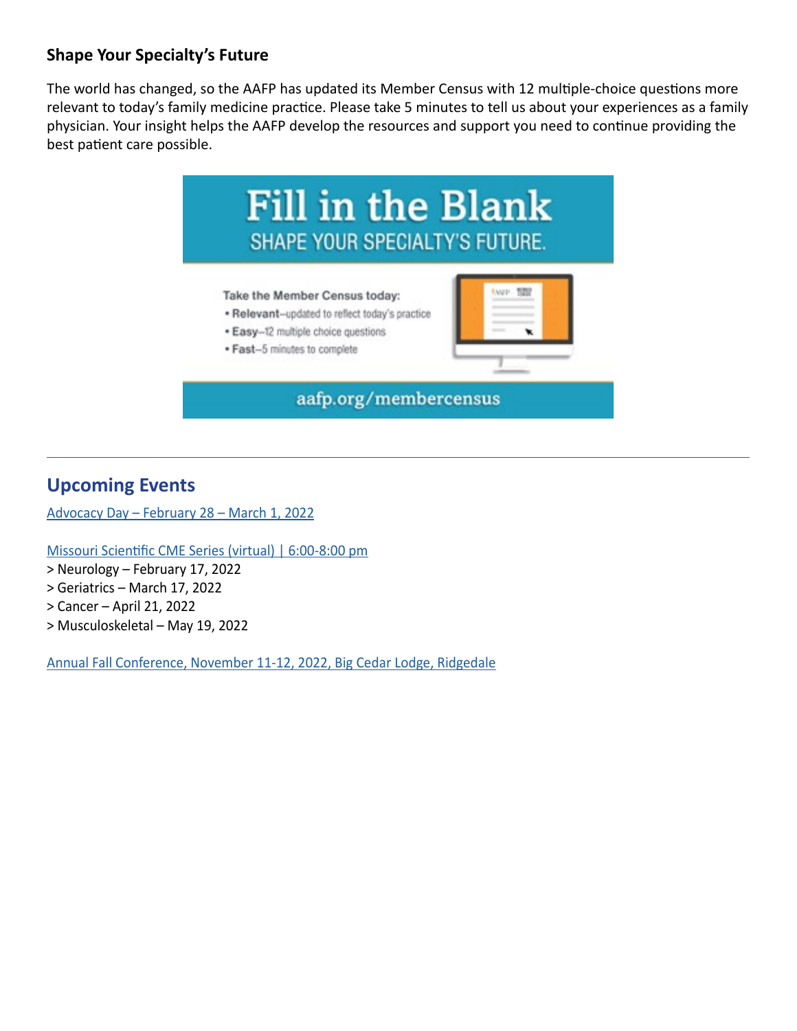**Shape Your Specialty's Future**

The world has changed, so the AAFP has updated its Member Census with 12 multiple-choice questions more relevant to today's family medicine practice. Please take 5 minutes to tell us about your experiences as a family physician. Your insight helps the AAFP develop the resources and support you need to continue providing the best patient care possible.

Fill in the Blank

SHAPE YOUR SPECIALTY'S FUTURE.

Take the Member Census today:

- **Relevant**–updated to reflect today's practice
- **Easy**–12 multiple choice questions
- **Fast**–5 minutes to complete

aafp.org/membercensus

---

## Upcoming Events

Advocacy Day – February 28 – March 1, 2022

Missouri Scientific CME Series (virtual) | 6:00-8:00 pm
> Neurology – February 17, 2022
> Geriatrics – March 17, 2022
> Cancer – April 21, 2022
> Musculoskeletal – May 19, 2022

Annual Fall Conference, November 11-12, 2022, Big Cedar Lodge, Ridgedale